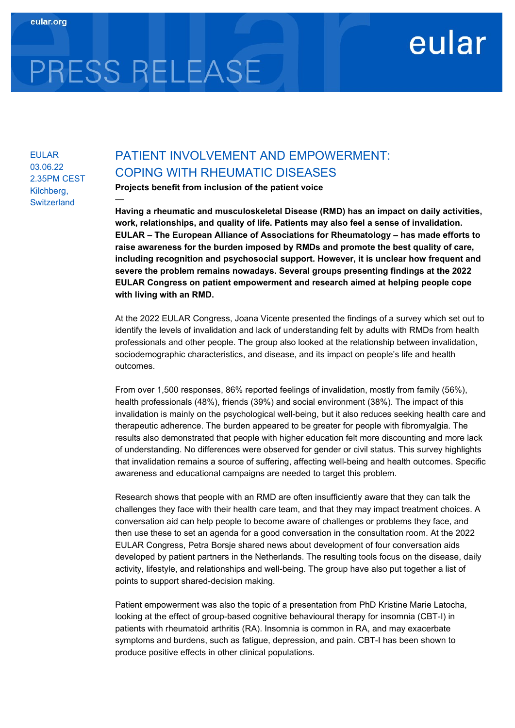# PRESS RELEASE

EULAR
03.06.22
2.35PM CEST
Kilchberg, Switzerland

## PATIENT INVOLVEMENT AND EMPOWERMENT: COPING WITH RHEUMATIC DISEASES

**Projects benefit from inclusion of the patient voice**

—

**Having a rheumatic and musculoskeletal Disease (RMD) has an impact on daily activities, work, relationships, and quality of life. Patients may also feel a sense of invalidation. EULAR – The European Alliance of Associations for Rheumatology – has made efforts to raise awareness for the burden imposed by RMDs and promote the best quality of care, including recognition and psychosocial support. However, it is unclear how frequent and severe the problem remains nowadays. Several groups presenting findings at the 2022 EULAR Congress on patient empowerment and research aimed at helping people cope with living with an RMD.**

At the 2022 EULAR Congress, Joana Vicente presented the findings of a survey which set out to identify the levels of invalidation and lack of understanding felt by adults with RMDs from health professionals and other people. The group also looked at the relationship between invalidation, sociodemographic characteristics, and disease, and its impact on people's life and health outcomes.

From over 1,500 responses, 86% reported feelings of invalidation, mostly from family (56%), health professionals (48%), friends (39%) and social environment (38%). The impact of this invalidation is mainly on the psychological well-being, but it also reduces seeking health care and therapeutic adherence. The burden appeared to be greater for people with fibromyalgia. The results also demonstrated that people with higher education felt more discounting and more lack of understanding. No differences were observed for gender or civil status. This survey highlights that invalidation remains a source of suffering, affecting well-being and health outcomes. Specific awareness and educational campaigns are needed to target this problem.

Research shows that people with an RMD are often insufficiently aware that they can talk the challenges they face with their health care team, and that they may impact treatment choices. A conversation aid can help people to become aware of challenges or problems they face, and then use these to set an agenda for a good conversation in the consultation room. At the 2022 EULAR Congress, Petra Borsje shared news about development of four conversation aids developed by patient partners in the Netherlands. The resulting tools focus on the disease, daily activity, lifestyle, and relationships and well-being. The group have also put together a list of points to support shared-decision making.

Patient empowerment was also the topic of a presentation from PhD Kristine Marie Latocha, looking at the effect of group-based cognitive behavioural therapy for insomnia (CBT-I) in patients with rheumatoid arthritis (RA). Insomnia is common in RA, and may exacerbate symptoms and burdens, such as fatigue, depression, and pain. CBT-I has been shown to produce positive effects in other clinical populations.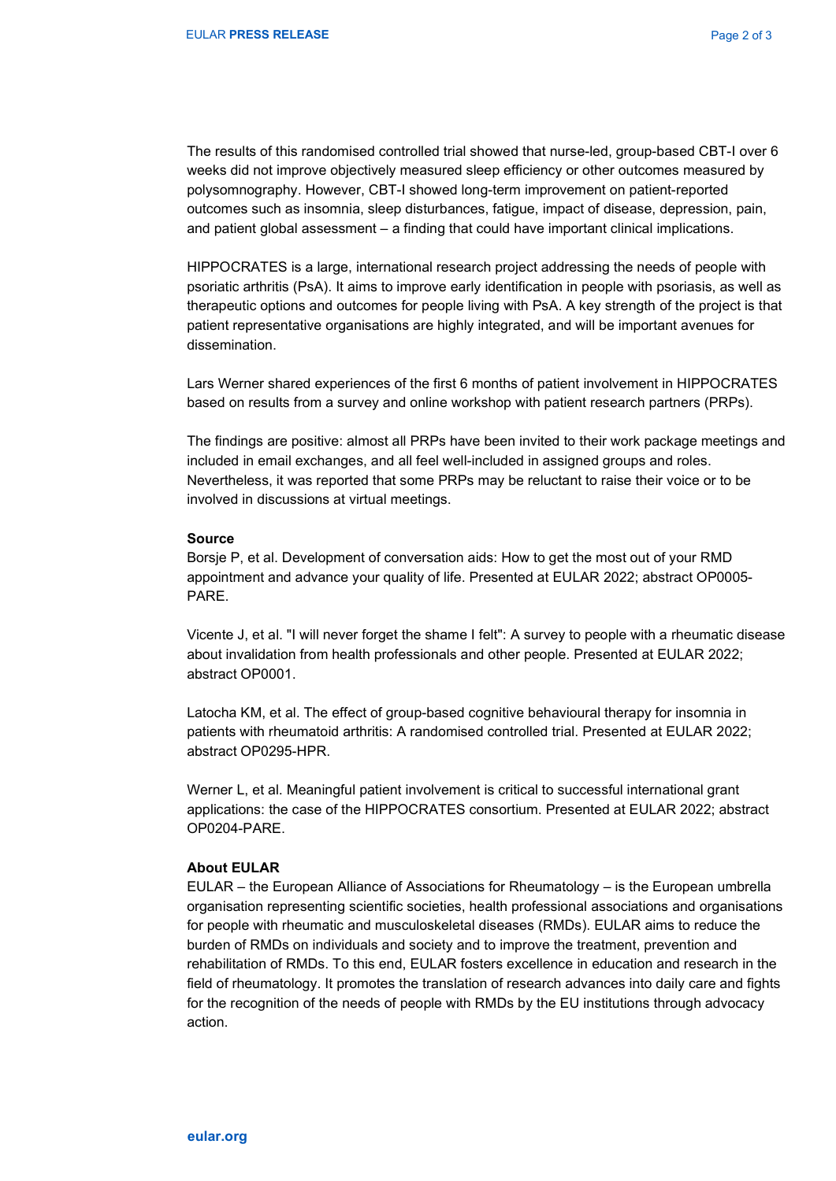The results of this randomised controlled trial showed that nurse-led, group-based CBT-I over 6 weeks did not improve objectively measured sleep efficiency or other outcomes measured by polysomnography. However, CBT-I showed long-term improvement on patient-reported outcomes such as insomnia, sleep disturbances, fatigue, impact of disease, depression, pain, and patient global assessment – a finding that could have important clinical implications.

HIPPOCRATES is a large, international research project addressing the needs of people with psoriatic arthritis (PsA). It aims to improve early identification in people with psoriasis, as well as therapeutic options and outcomes for people living with PsA. A key strength of the project is that patient representative organisations are highly integrated, and will be important avenues for dissemination.

Lars Werner shared experiences of the first 6 months of patient involvement in HIPPOCRATES based on results from a survey and online workshop with patient research partners (PRPs).

The findings are positive: almost all PRPs have been invited to their work package meetings and included in email exchanges, and all feel well-included in assigned groups and roles. Nevertheless, it was reported that some PRPs may be reluctant to raise their voice or to be involved in discussions at virtual meetings.

**Source**

Borsje P, et al. Development of conversation aids: How to get the most out of your RMD appointment and advance your quality of life. Presented at EULAR 2022; abstract OP0005-PARE.

Vicente J, et al. "I will never forget the shame I felt": A survey to people with a rheumatic disease about invalidation from health professionals and other people. Presented at EULAR 2022; abstract OP0001.

Latocha KM, et al. The effect of group-based cognitive behavioural therapy for insomnia in patients with rheumatoid arthritis: A randomised controlled trial. Presented at EULAR 2022; abstract OP0295-HPR.

Werner L, et al. Meaningful patient involvement is critical to successful international grant applications: the case of the HIPPOCRATES consortium. Presented at EULAR 2022; abstract OP0204-PARE.

**About EULAR**

EULAR – the European Alliance of Associations for Rheumatology – is the European umbrella organisation representing scientific societies, health professional associations and organisations for people with rheumatic and musculoskeletal diseases (RMDs). EULAR aims to reduce the burden of RMDs on individuals and society and to improve the treatment, prevention and rehabilitation of RMDs. To this end, EULAR fosters excellence in education and research in the field of rheumatology. It promotes the translation of research advances into daily care and fights for the recognition of the needs of people with RMDs by the EU institutions through advocacy action.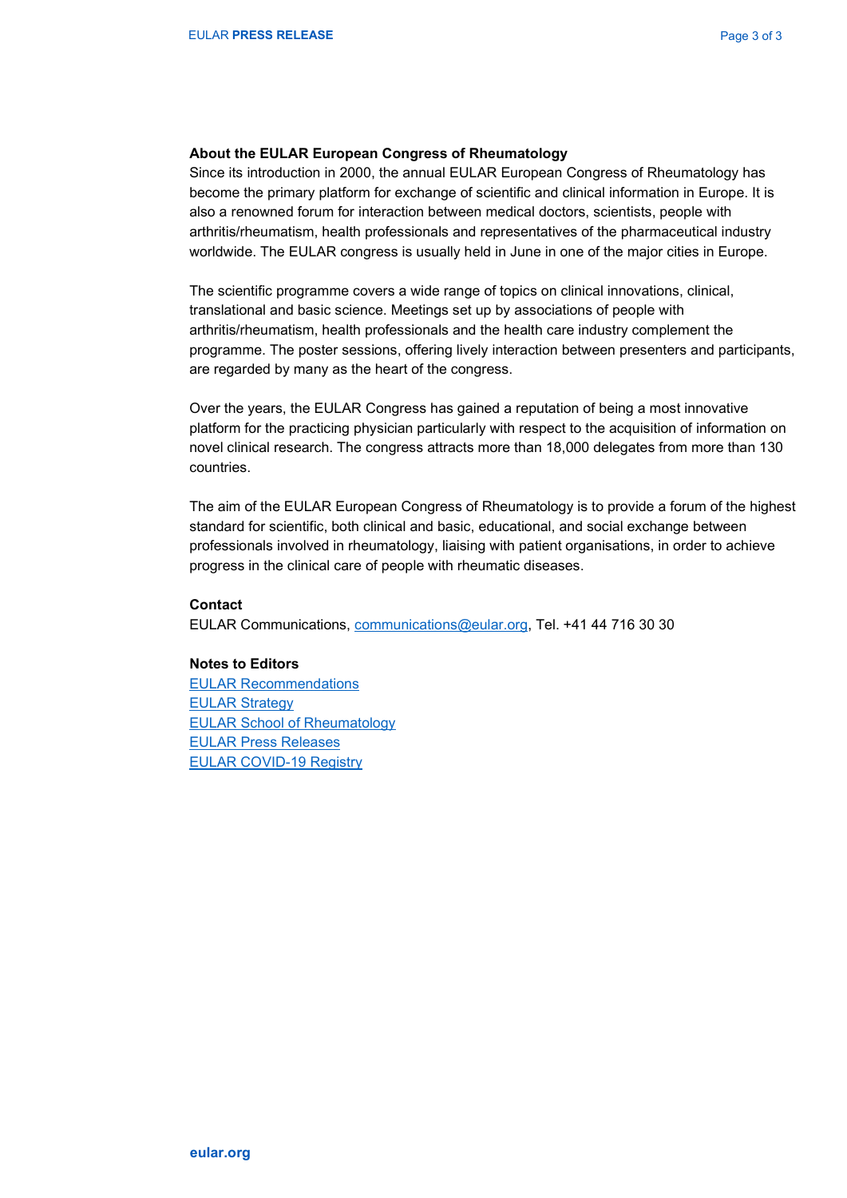**About the EULAR European Congress of Rheumatology**

Since its introduction in 2000, the annual EULAR European Congress of Rheumatology has become the primary platform for exchange of scientific and clinical information in Europe. It is also a renowned forum for interaction between medical doctors, scientists, people with arthritis/rheumatism, health professionals and representatives of the pharmaceutical industry worldwide. The EULAR congress is usually held in June in one of the major cities in Europe.

The scientific programme covers a wide range of topics on clinical innovations, clinical, translational and basic science. Meetings set up by associations of people with arthritis/rheumatism, health professionals and the health care industry complement the programme. The poster sessions, offering lively interaction between presenters and participants, are regarded by many as the heart of the congress.

Over the years, the EULAR Congress has gained a reputation of being a most innovative platform for the practicing physician particularly with respect to the acquisition of information on novel clinical research. The congress attracts more than 18,000 delegates from more than 130 countries.

The aim of the EULAR European Congress of Rheumatology is to provide a forum of the highest standard for scientific, both clinical and basic, educational, and social exchange between professionals involved in rheumatology, liaising with patient organisations, in order to achieve progress in the clinical care of people with rheumatic diseases.

**Contact**

EULAR Communications, communications@eular.org, Tel. +41 44 716 30 30

**Notes to Editors**

EULAR Recommendations
EULAR Strategy
EULAR School of Rheumatology
EULAR Press Releases
EULAR COVID-19 Registry